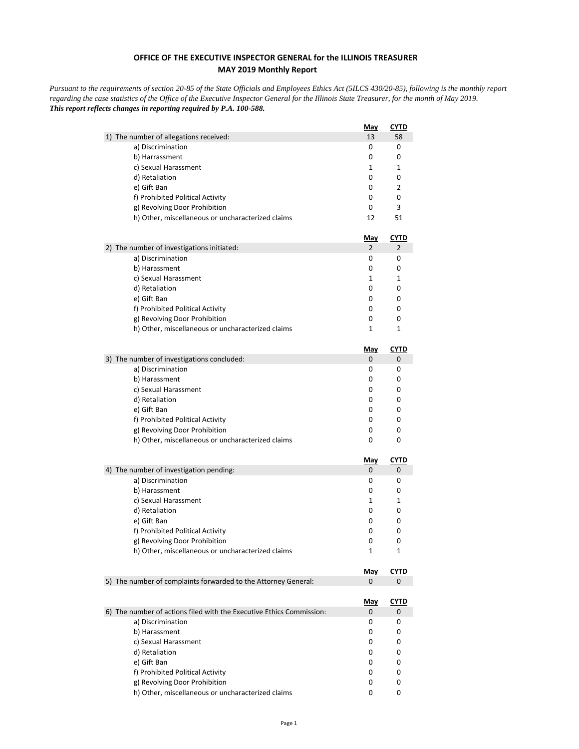**OFFICE OF THE EXECUTIVE INSPECTOR GENERAL for the ILLINOIS TREASURER**
**MAY 2019 Monthly Report**

*Pursuant to the requirements of section 20-85 of the State Officials and Employees Ethics Act (5ILCS 430/20-85), following is the monthly report regarding the case statistics of the Office of the Executive Inspector General for the Illinois State Treasurer, for the month of May 2019.*
***This report reflects changes in reporting required by P.A. 100-588.***

| | May | CYTD |
|---|---|---|
| 1) The number of allegations received: | 13 | 58 |
| a) Discrimination | 0 | 0 |
| b) Harrassment | 0 | 0 |
| c) Sexual Harassment | 1 | 1 |
| d) Retaliation | 0 | 0 |
| e) Gift Ban | 0 | 2 |
| f) Prohibited Political Activity | 0 | 0 |
| g) Revolving Door Prohibition | 0 | 3 |
| h) Other, miscellaneous or uncharacterized claims | 12 | 51 |

| | May | CYTD |
|---|---|---|
| 2) The number of investigations initiated: | 2 | 2 |
| a) Discrimination | 0 | 0 |
| b) Harassment | 0 | 0 |
| c) Sexual Harassment | 1 | 1 |
| d) Retaliation | 0 | 0 |
| e) Gift Ban | 0 | 0 |
| f) Prohibited Political Activity | 0 | 0 |
| g) Revolving Door Prohibition | 0 | 0 |
| h) Other, miscellaneous or uncharacterized claims | 1 | 1 |

| | May | CYTD |
|---|---|---|
| 3) The number of investigations concluded: | 0 | 0 |
| a) Discrimination | 0 | 0 |
| b) Harassment | 0 | 0 |
| c) Sexual Harassment | 0 | 0 |
| d) Retaliation | 0 | 0 |
| e) Gift Ban | 0 | 0 |
| f) Prohibited Political Activity | 0 | 0 |
| g) Revolving Door Prohibition | 0 | 0 |
| h) Other, miscellaneous or uncharacterized claims | 0 | 0 |

| | May | CYTD |
|---|---|---|
| 4) The number of investigation pending: | 0 | 0 |
| a) Discrimination | 0 | 0 |
| b) Harassment | 0 | 0 |
| c) Sexual Harassment | 1 | 1 |
| d) Retaliation | 0 | 0 |
| e) Gift Ban | 0 | 0 |
| f) Prohibited Political Activity | 0 | 0 |
| g) Revolving Door Prohibition | 0 | 0 |
| h) Other, miscellaneous or uncharacterized claims | 1 | 1 |

| | May | CYTD |
|---|---|---|
| 5) The number of complaints forwarded to the Attorney General: | 0 | 0 |

| | May | CYTD |
|---|---|---|
| 6) The number of actions filed with the Executive Ethics Commission: | 0 | 0 |
| a) Discrimination | 0 | 0 |
| b) Harassment | 0 | 0 |
| c) Sexual Harassment | 0 | 0 |
| d) Retaliation | 0 | 0 |
| e) Gift Ban | 0 | 0 |
| f) Prohibited Political Activity | 0 | 0 |
| g) Revolving Door Prohibition | 0 | 0 |
| h) Other, miscellaneous or uncharacterized claims | 0 | 0 |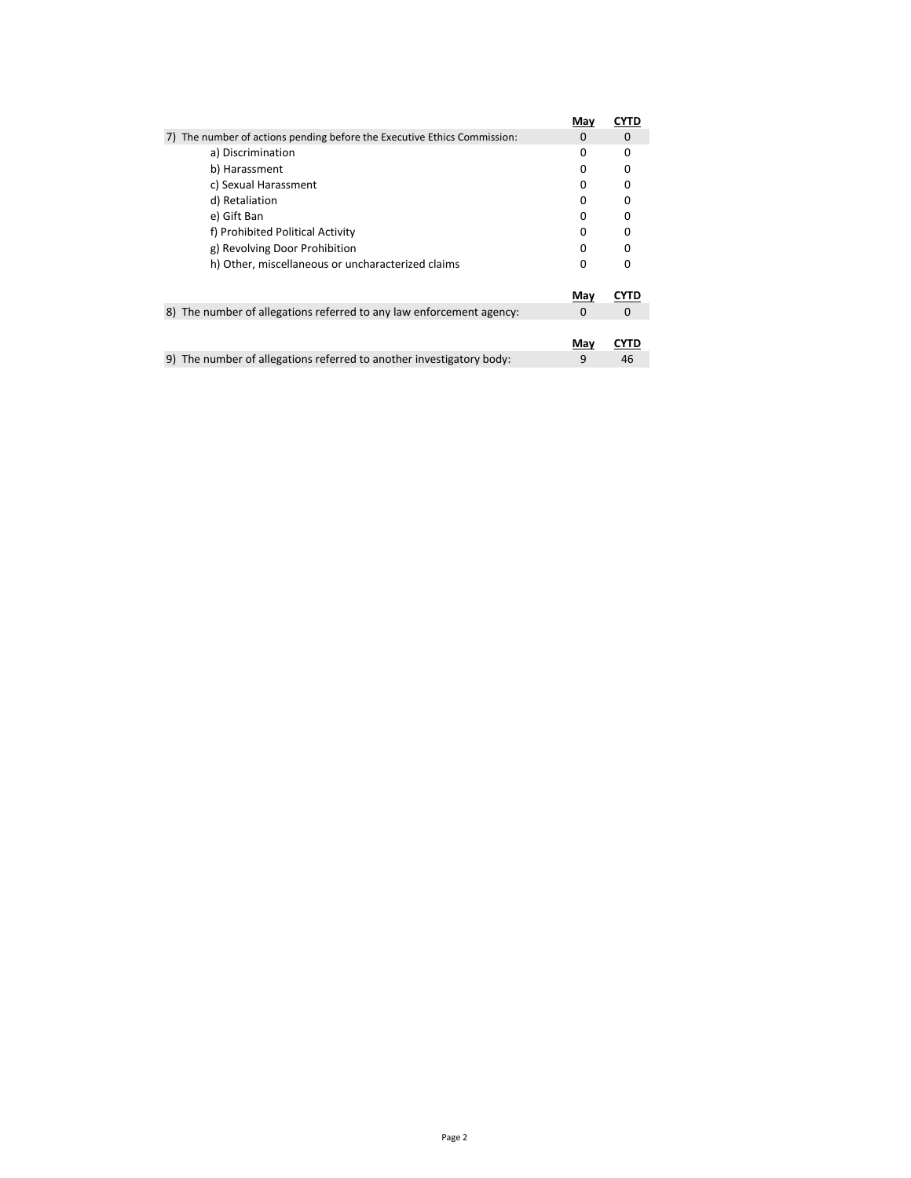| | May | CYTD |
|---|---|---|
| 7) The number of actions pending before the Executive Ethics Commission: | 0 | 0 |
| a) Discrimination | 0 | 0 |
| b) Harassment | 0 | 0 |
| c) Sexual Harassment | 0 | 0 |
| d) Retaliation | 0 | 0 |
| e) Gift Ban | 0 | 0 |
| f) Prohibited Political Activity | 0 | 0 |
| g) Revolving Door Prohibition | 0 | 0 |
| h) Other, miscellaneous or uncharacterized claims | 0 | 0 |

| | May | CYTD |
|---|---|---|
| 8) The number of allegations referred to any law enforcement agency: | 0 | 0 |

| | May | CYTD |
|---|---|---|
| 9) The number of allegations referred to another investigatory body: | 9 | 46 |